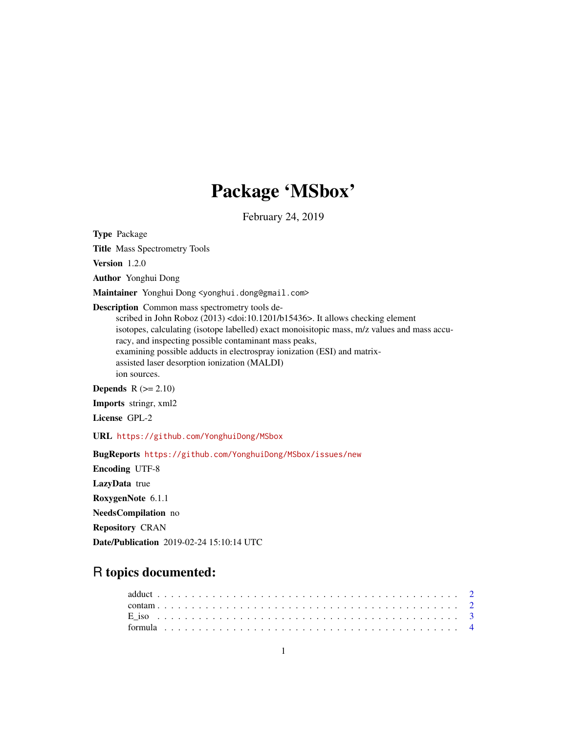# Package 'MSbox'

February 24, 2019

**Type** Package

**Title** Mass Spectrometry Tools

**Version** 1.2.0

**Author** Yonghui Dong

**Maintainer** Yonghui Dong <yonghui.dong@gmail.com>

**Description** Common mass spectrometry tools described in John Roboz (2013) <doi:10.1201/b15436>. It allows checking element isotopes, calculating (isotope labelled) exact monoisitopic mass, m/z values and mass accuracy, and inspecting possible contaminant mass peaks, examining possible adducts in electrospray ionization (ESI) and matrix-assisted laser desorption ionization (MALDI) ion sources.

**Depends** R (>= 2.10)

**Imports** stringr, xml2

**License** GPL-2

**URL** https://github.com/YonghuiDong/MSbox

**BugReports** https://github.com/YonghuiDong/MSbox/issues/new

**Encoding** UTF-8

**LazyData** true

**RoxygenNote** 6.1.1

**NeedsCompilation** no

**Repository** CRAN

**Date/Publication** 2019-02-24 15:10:14 UTC

## R topics documented:

adduct . . . . . . . . . . . . . . . . . . . . . . . . . . . . . . . . . . . . . . . . . . . 2
contam . . . . . . . . . . . . . . . . . . . . . . . . . . . . . . . . . . . . . . . . . . . 2
E_iso . . . . . . . . . . . . . . . . . . . . . . . . . . . . . . . . . . . . . . . . . . . 3
formula . . . . . . . . . . . . . . . . . . . . . . . . . . . . . . . . . . . . . . . . . . . 4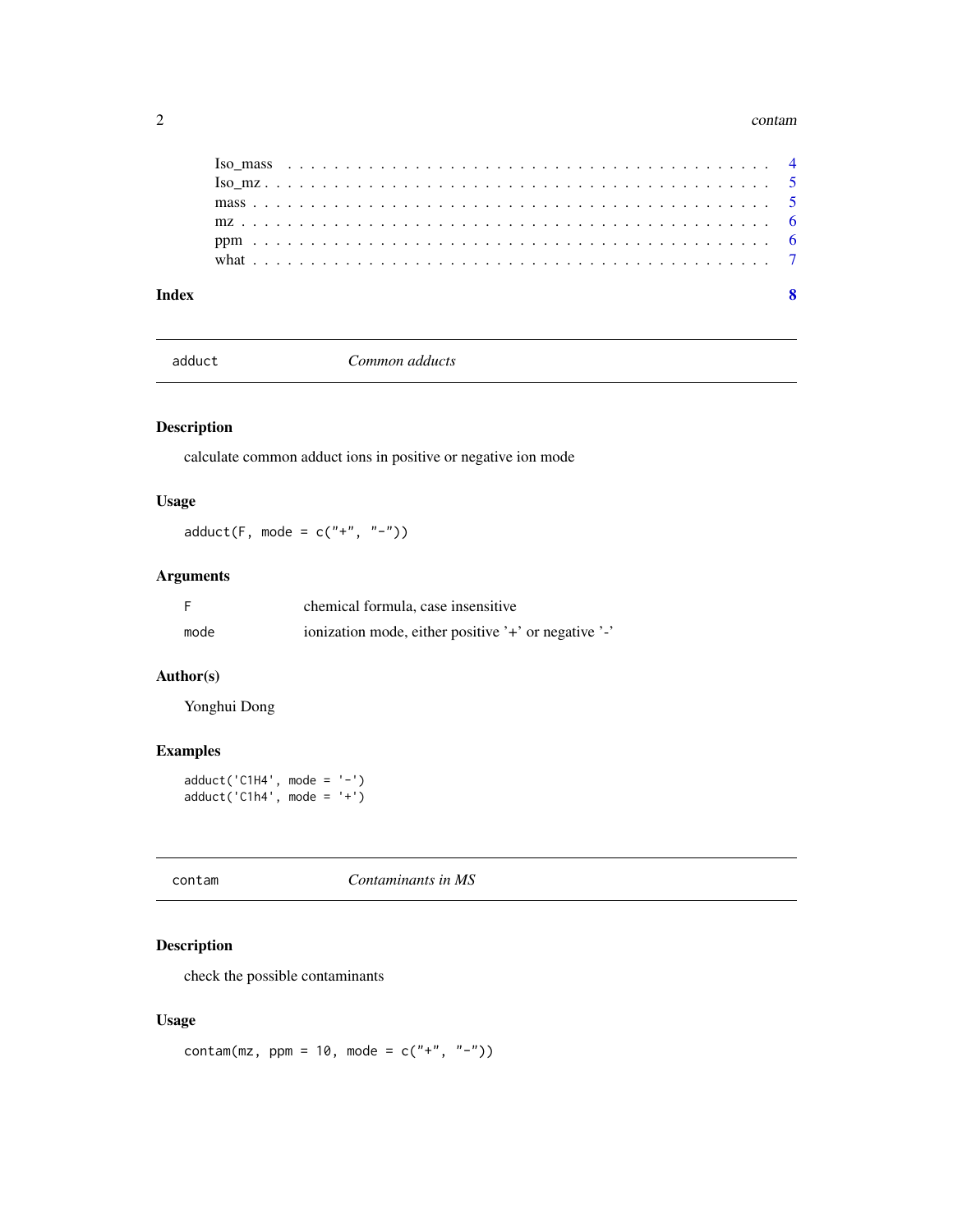| | |
|---|---|
| Iso_mass | 4 |
| Iso_mz | 5 |
| mass | 5 |
| mz | 6 |
| ppm | 6 |
| what | 7 |

**Index** **8**

---

## adduct — *Common adducts*

### Description

calculate common adduct ions in positive or negative ion mode

### Usage

```
adduct(F, mode = c("+", "-"))
```

### Arguments

| | |
|---|---|
| F | chemical formula, case insensitive |
| mode | ionization mode, either positive '+' or negative '-' |

### Author(s)

Yonghui Dong

### Examples

```
adduct('C1H4', mode = '-')
adduct('C1h4', mode = '+')
```

---

## contam — *Contaminants in MS*

### Description

check the possible contaminants

### Usage

```
contam(mz, ppm = 10, mode = c("+", "-"))
```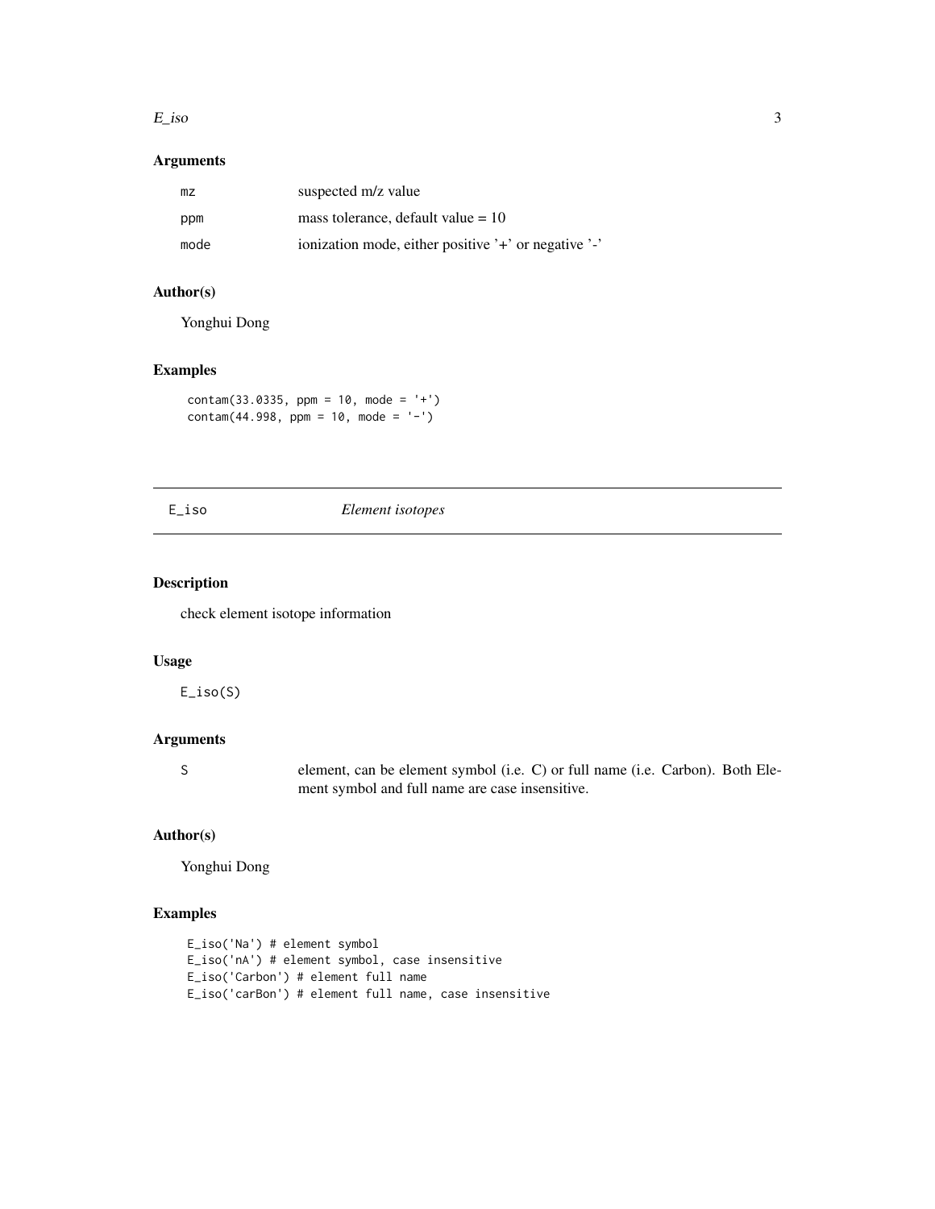### Arguments

| | |
|---|---|
| mz | suspected m/z value |
| ppm | mass tolerance, default value = 10 |
| mode | ionization mode, either positive '+' or negative '-' |

### Author(s)

Yonghui Dong

### Examples

```
contam(33.0335, ppm = 10, mode = '+')
contam(44.998, ppm = 10, mode = '-')
```

---

## E_iso *Element isotopes*

---

### Description

check element isotope information

### Usage

```
E_iso(S)
```

### Arguments

| | |
|---|---|
| S | element, can be element symbol (i.e. C) or full name (i.e. Carbon). Both Element symbol and full name are case insensitive. |

### Author(s)

Yonghui Dong

### Examples

```
E_iso('Na') # element symbol
E_iso('nA') # element symbol, case insensitive
E_iso('Carbon') # element full name
E_iso('carBon') # element full name, case insensitive
```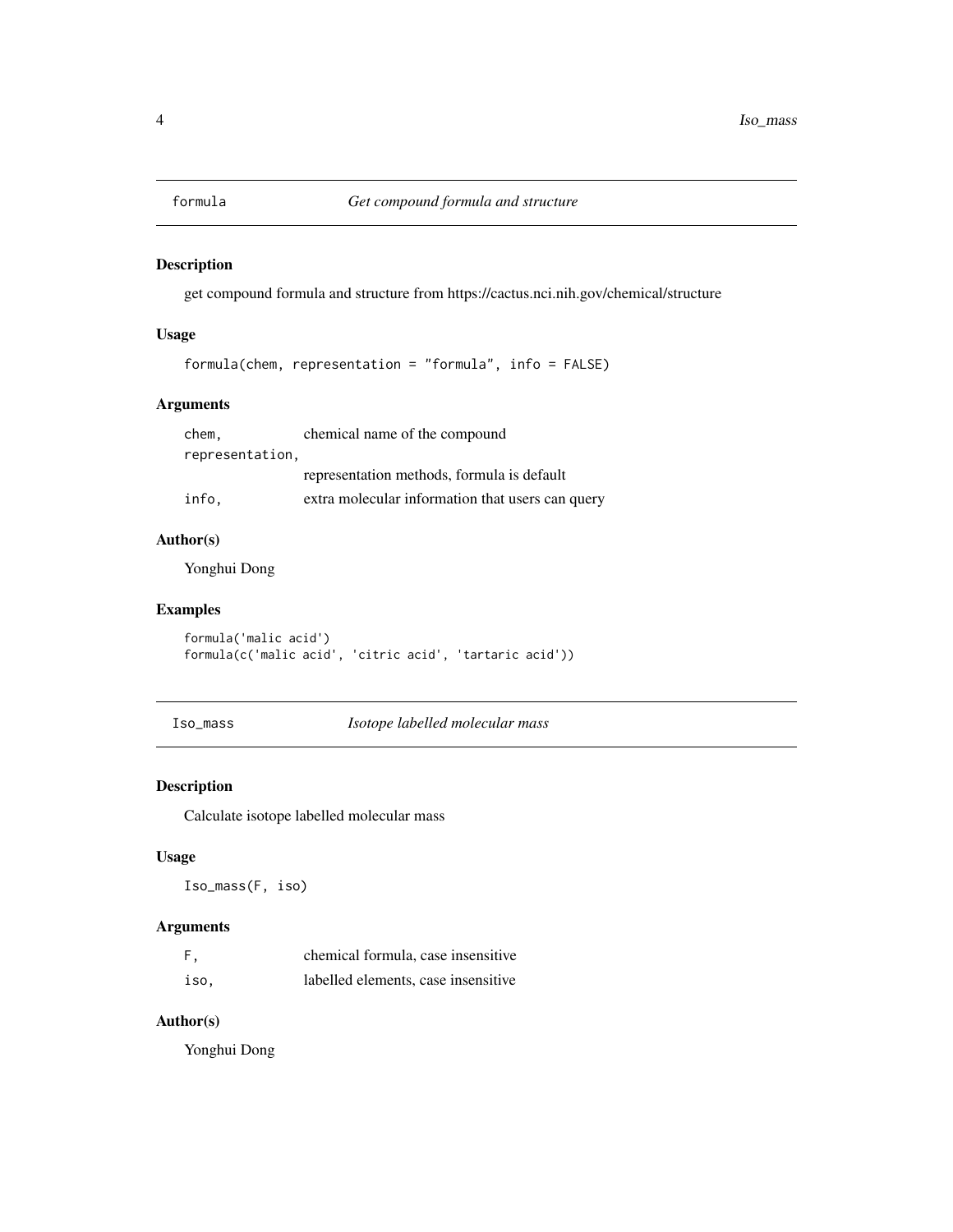## formula — *Get compound formula and structure*

### Description

get compound formula and structure from https://cactus.nci.nih.gov/chemical/structure

### Usage

```
formula(chem, representation = "formula", info = FALSE)
```

### Arguments

| | |
|---|---|
| `chem,` | chemical name of the compound |
| `representation,` | representation methods, formula is default |
| `info,` | extra molecular information that users can query |

### Author(s)

Yonghui Dong

### Examples

```
formula('malic acid')
formula(c('malic acid', 'citric acid', 'tartaric acid'))
```

## Iso_mass — *Isotope labelled molecular mass*

### Description

Calculate isotope labelled molecular mass

### Usage

```
Iso_mass(F, iso)
```

### Arguments

| | |
|---|---|
| `F,` | chemical formula, case insensitive |
| `iso,` | labelled elements, case insensitive |

### Author(s)

Yonghui Dong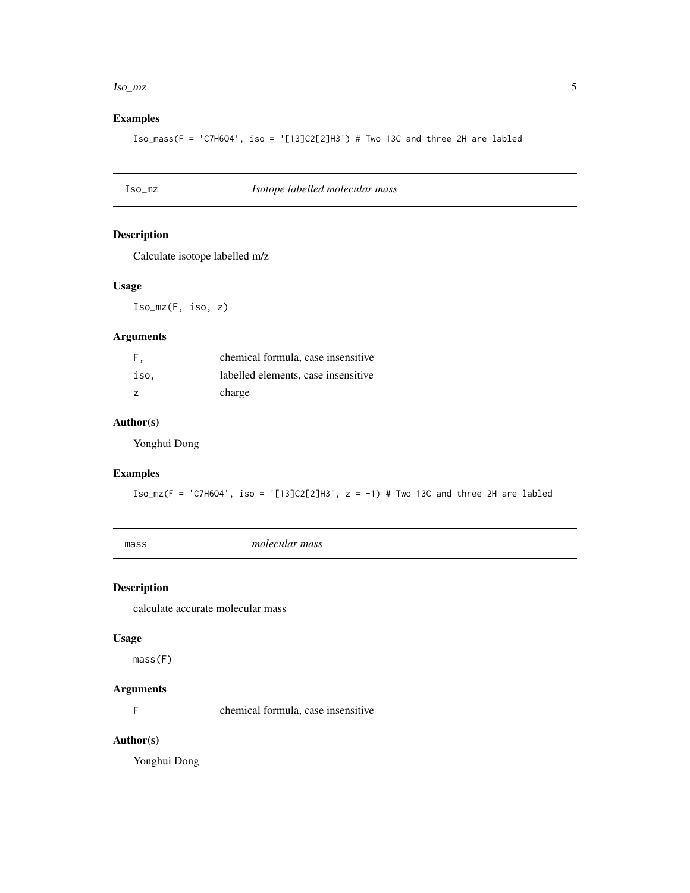### Examples

```
Iso_mass(F = 'C7H6O4', iso = '[13]C2[2]H3') # Two 13C and three 2H are labled
```

---

## Iso_mz — *Isotope labelled molecular mass*

---

### Description

Calculate isotope labelled m/z

### Usage

```
Iso_mz(F, iso, z)
```

### Arguments

| | |
|---|---|
| `F,` | chemical formula, case insensitive |
| `iso,` | labelled elements, case insensitive |
| `z` | charge |

### Author(s)

Yonghui Dong

### Examples

```
Iso_mz(F = 'C7H6O4', iso = '[13]C2[2]H3', z = -1) # Two 13C and three 2H are labled
```

---

## mass — *molecular mass*

---

### Description

calculate accurate molecular mass

### Usage

```
mass(F)
```

### Arguments

| | |
|---|---|
| `F` | chemical formula, case insensitive |

### Author(s)

Yonghui Dong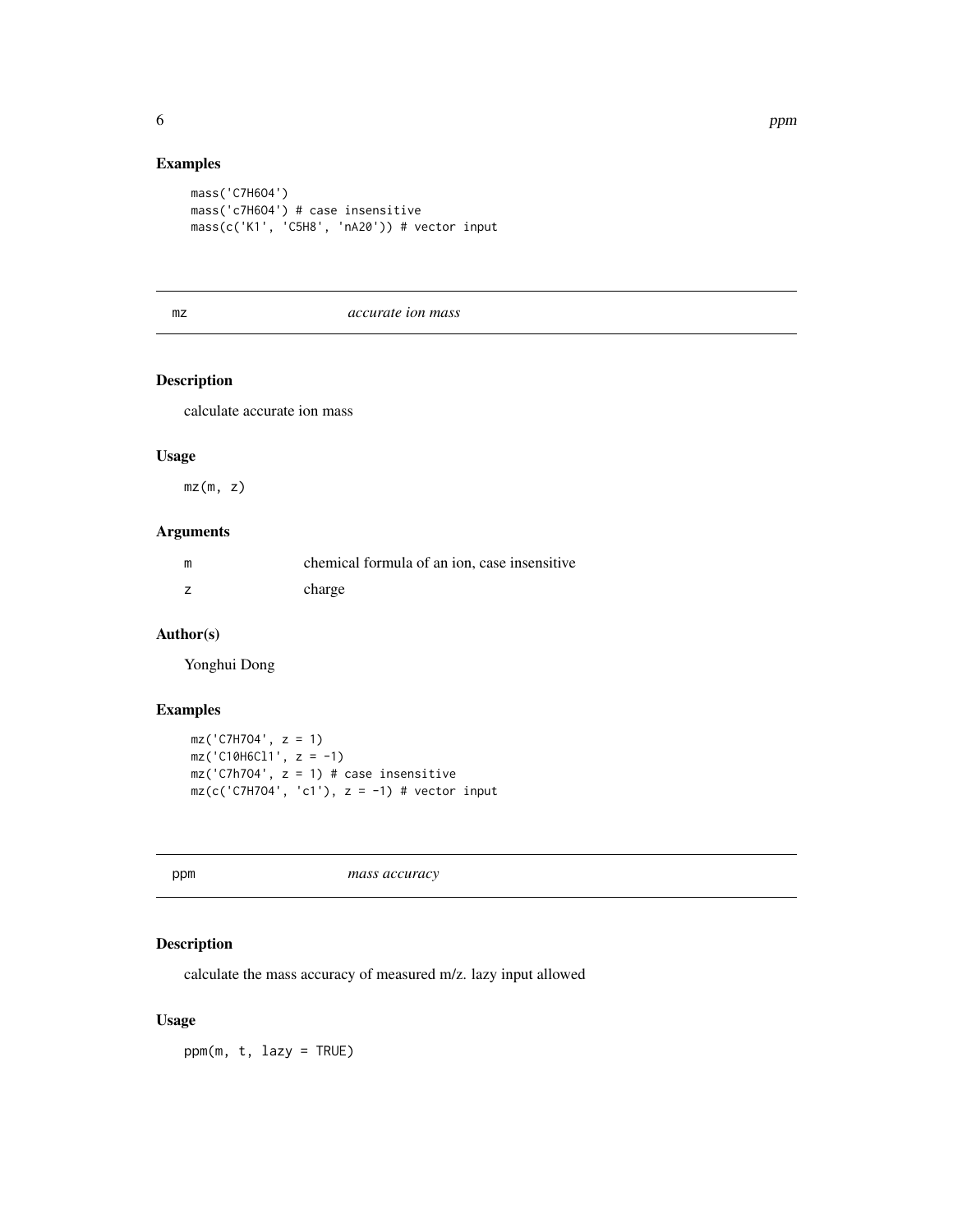## Examples

```
mass('C7H6O4')
mass('c7H6O4') # case insensitive
mass(c('K1', 'C5H8', 'nA20')) # vector input
```

## mz — *accurate ion mass*

### Description

calculate accurate ion mass

### Usage

```
mz(m, z)
```

### Arguments

| | |
|---|---|
| m | chemical formula of an ion, case insensitive |
| z | charge |

### Author(s)

Yonghui Dong

### Examples

```
mz('C7H7O4', z = 1)
mz('C10H6Cl1', z = -1)
mz('C7h7O4', z = 1) # case insensitive
mz(c('C7H7O4', 'c1'), z = -1) # vector input
```

## ppm — *mass accuracy*

### Description

calculate the mass accuracy of measured m/z. lazy input allowed

### Usage

```
ppm(m, t, lazy = TRUE)
```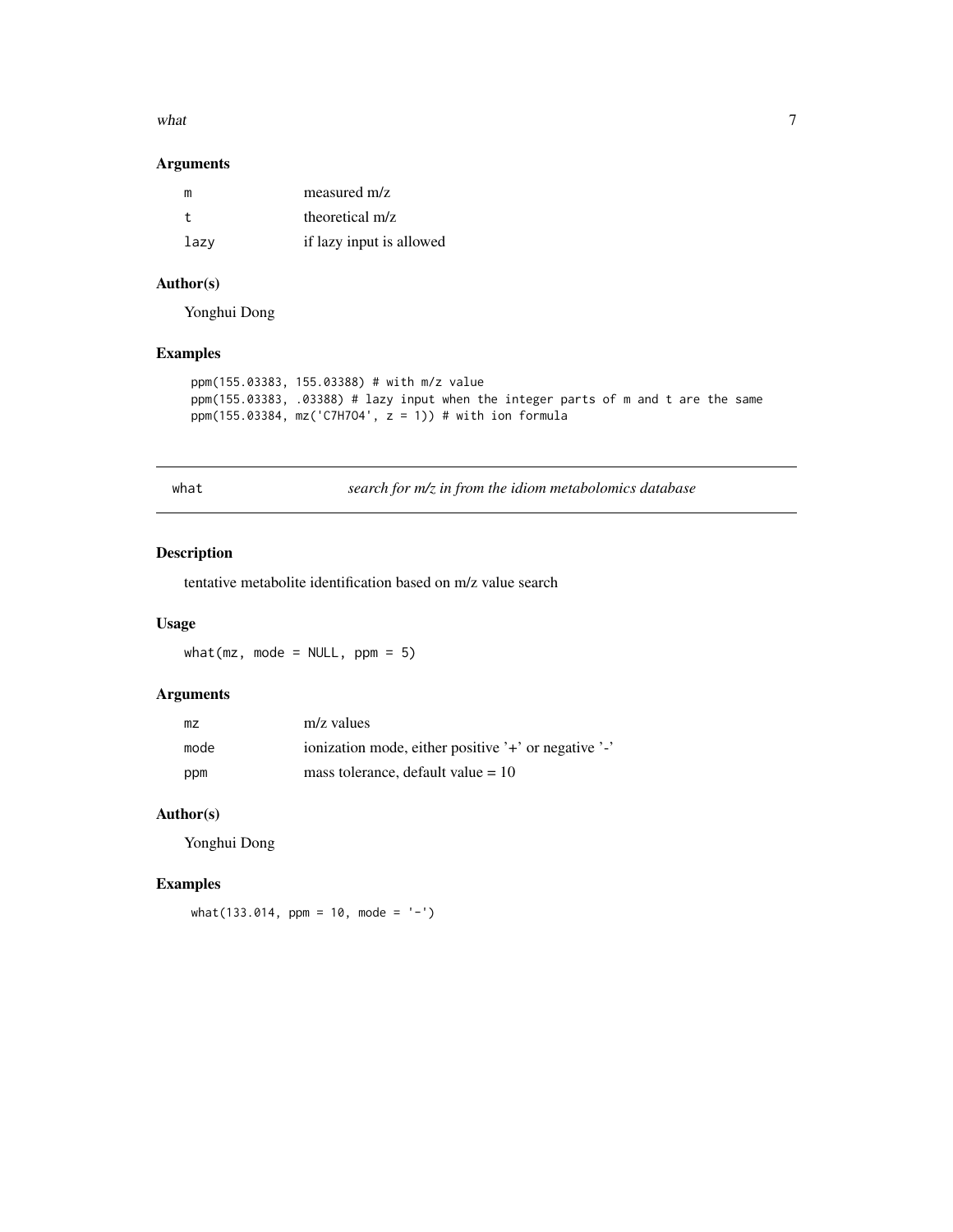## Arguments

| | |
|---|---|
| `m` | measured m/z |
| `t` | theoretical m/z |
| `lazy` | if lazy input is allowed |

## Author(s)

Yonghui Dong

## Examples

```
ppm(155.03383, 155.03388) # with m/z value
ppm(155.03383, .03388) # lazy input when the integer parts of m and t are the same
ppm(155.03384, mz('C7H7O4', z = 1)) # with ion formula
```

---

# what — *search for m/z in from the idiom metabolomics database*

---

## Description

tentative metabolite identification based on m/z value search

## Usage

```
what(mz, mode = NULL, ppm = 5)
```

## Arguments

| | |
|---|---|
| `mz` | m/z values |
| `mode` | ionization mode, either positive '+' or negative '-' |
| `ppm` | mass tolerance, default value = 10 |

## Author(s)

Yonghui Dong

## Examples

```
what(133.014, ppm = 10, mode = '-')
```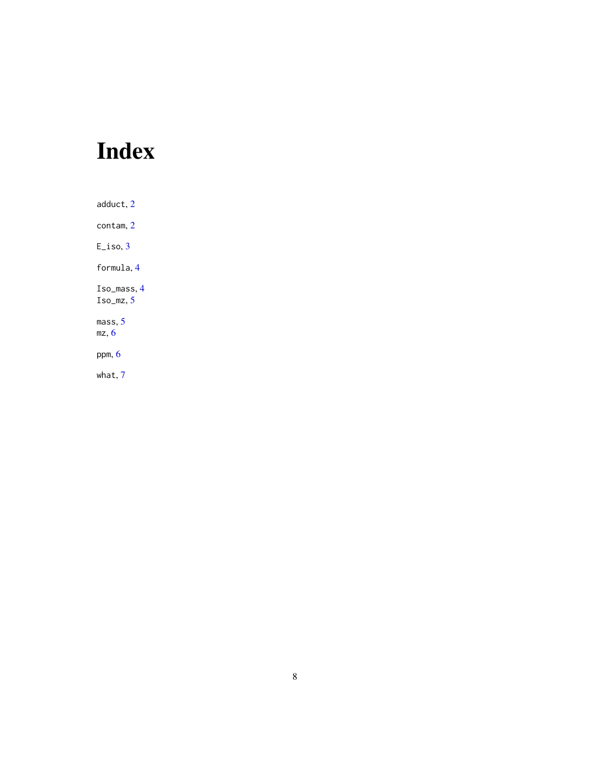# Index

adduct, 2

contam, 2

E_iso, 3

formula, 4

Iso_mass, 4
Iso_mz, 5

mass, 5
mz, 6

ppm, 6

what, 7